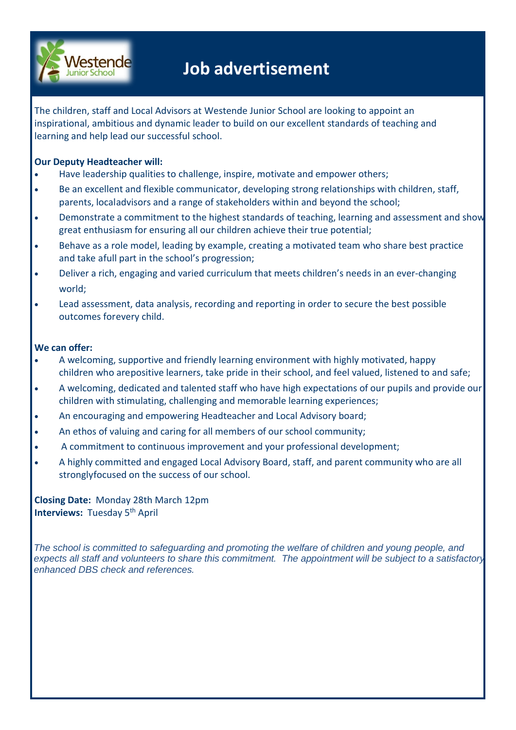# Job advertisement

The children, staff and Local Advisors at Westende Junior School are looking to appoint an inspirational, ambitious and dynamic leader to build on our excellent standards of teaching and learning and help lead our successful school.

**Our Deputy Headteacher will:**

- Have leadership qualities to challenge, inspire, motivate and empower others;
- Be an excellent and flexible communicator, developing strong relationships with children, staff, parents, localadvisors and a range of stakeholders within and beyond the school;
- Demonstrate a commitment to the highest standards of teaching, learning and assessment and show great enthusiasm for ensuring all our children achieve their true potential;
- Behave as a role model, leading by example, creating a motivated team who share best practice and take afull part in the school's progression;
- Deliver a rich, engaging and varied curriculum that meets children's needs in an ever-changing world;
- Lead assessment, data analysis, recording and reporting in order to secure the best possible outcomes forevery child.

**We can offer:**

- A welcoming, supportive and friendly learning environment with highly motivated, happy children who arepositive learners, take pride in their school, and feel valued, listened to and safe;
- A welcoming, dedicated and talented staff who have high expectations of our pupils and provide our children with stimulating, challenging and memorable learning experiences;
- An encouraging and empowering Headteacher and Local Advisory board;
- An ethos of valuing and caring for all members of our school community;
- A commitment to continuous improvement and your professional development;
- A highly committed and engaged Local Advisory Board, staff, and parent community who are all stronglyfocused on the success of our school.

**Closing Date:** Monday 28th March 12pm
**Interviews:** Tuesday 5th April

*The school is committed to safeguarding and promoting the welfare of children and young people, and expects all staff and volunteers to share this commitment. The appointment will be subject to a satisfactory enhanced DBS check and references.*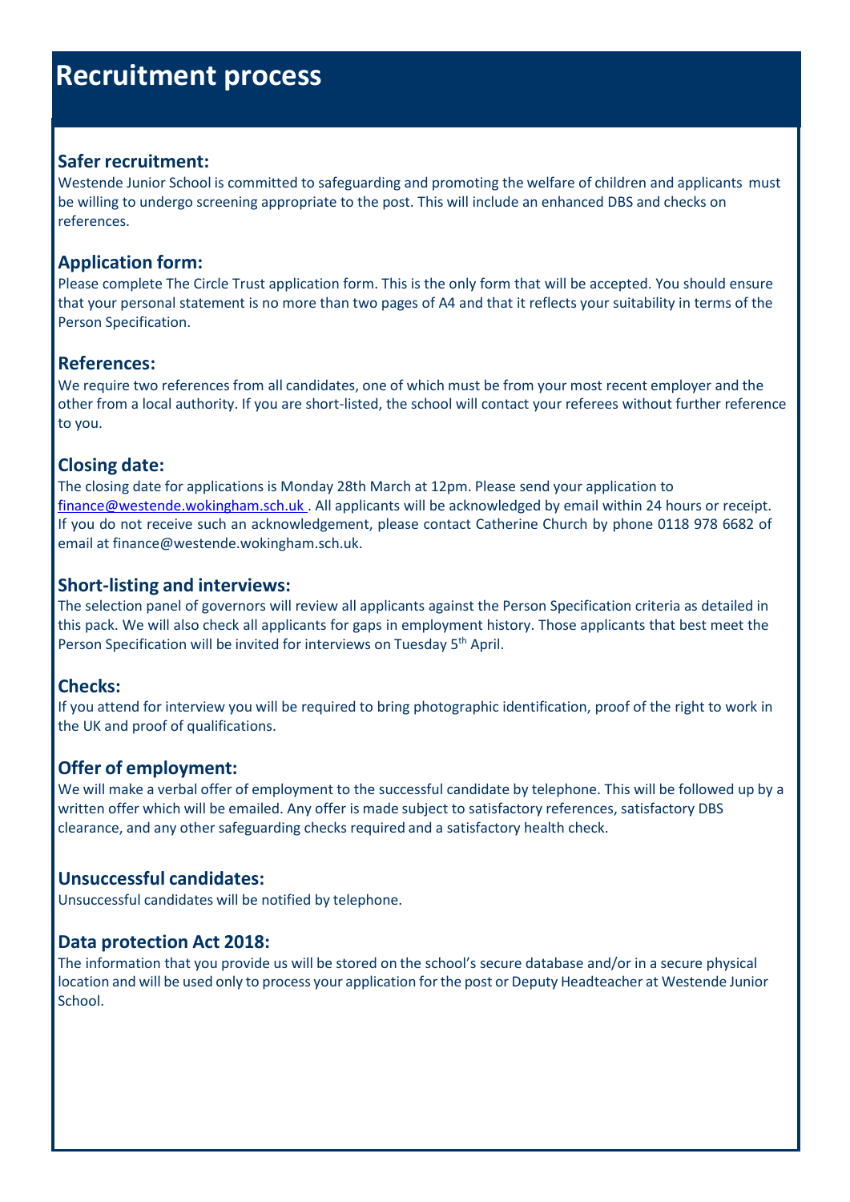# Recruitment process

## Safer recruitment:

Westende Junior School is committed to safeguarding and promoting the welfare of children and applicants must be willing to undergo screening appropriate to the post. This will include an enhanced DBS and checks on references.

## Application form:

Please complete The Circle Trust application form. This is the only form that will be accepted. You should ensure that your personal statement is no more than two pages of A4 and that it reflects your suitability in terms of the Person Specification.

## References:

We require two references from all candidates, one of which must be from your most recent employer and the other from a local authority. If you are short-listed, the school will contact your referees without further reference to you.

## Closing date:

The closing date for applications is Monday 28th March at 12pm. Please send your application to finance@westende.wokingham.sch.uk . All applicants will be acknowledged by email within 24 hours or receipt. If you do not receive such an acknowledgement, please contact Catherine Church by phone 0118 978 6682 of email at finance@westende.wokingham.sch.uk.

## Short-listing and interviews:

The selection panel of governors will review all applicants against the Person Specification criteria as detailed in this pack. We will also check all applicants for gaps in employment history. Those applicants that best meet the Person Specification will be invited for interviews on Tuesday 5th April.

## Checks:

If you attend for interview you will be required to bring photographic identification, proof of the right to work in the UK and proof of qualifications.

## Offer of employment:

We will make a verbal offer of employment to the successful candidate by telephone. This will be followed up by a written offer which will be emailed. Any offer is made subject to satisfactory references, satisfactory DBS clearance, and any other safeguarding checks required and a satisfactory health check.

## Unsuccessful candidates:

Unsuccessful candidates will be notified by telephone.

## Data protection Act 2018:

The information that you provide us will be stored on the school's secure database and/or in a secure physical location and will be used only to process your application for the post or Deputy Headteacher at Westende Junior School.